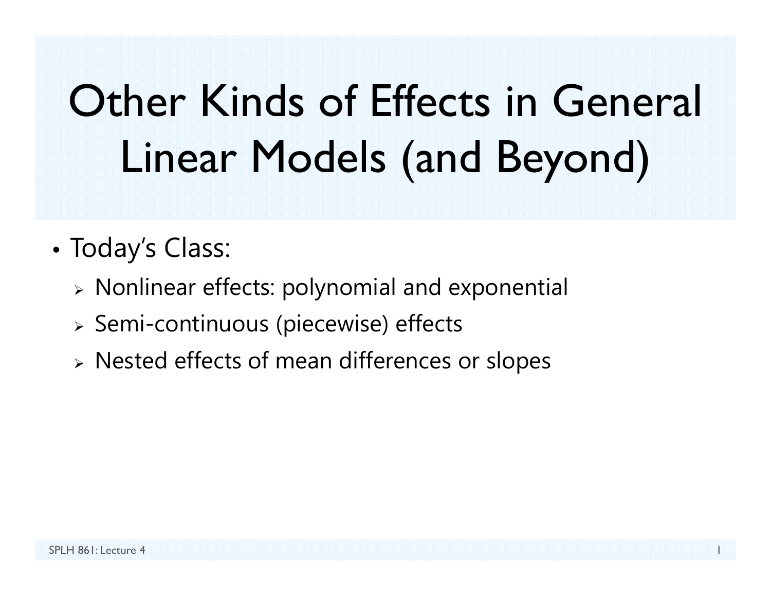# Other Kinds of Effects in General Linear Models (and Beyond)

- Today's Class:
  - Nonlinear effects: polynomial and exponential
  - Semi-continuous (piecewise) effects
  - Nested effects of mean differences or slopes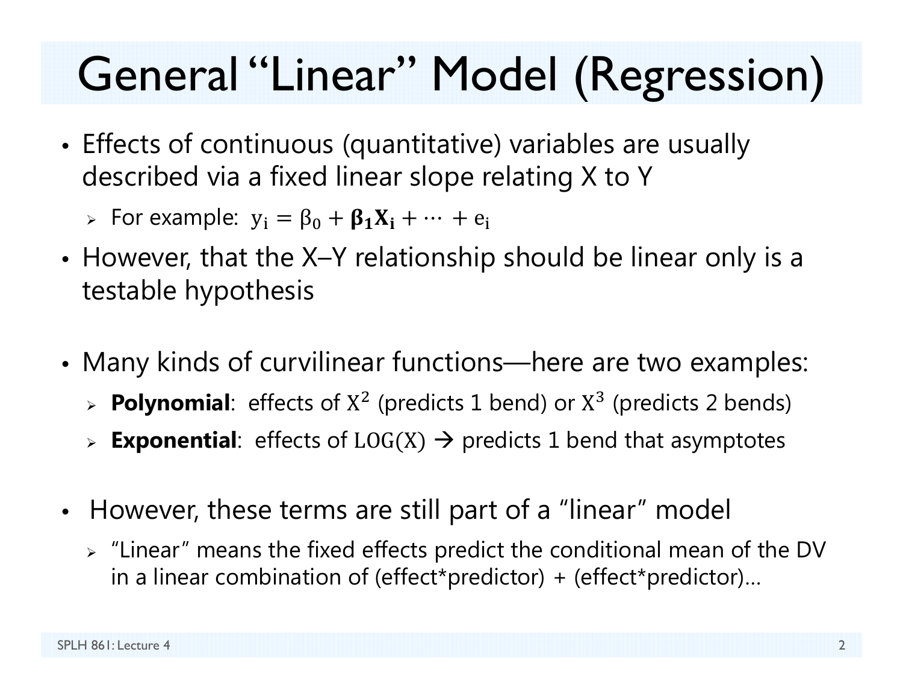# General "Linear" Model (Regression)

- Effects of continuous (quantitative) variables are usually described via a fixed linear slope relating X to Y
  - For example: $y_i = \beta_0 + \boldsymbol{\beta_1 X_i} + \cdots + e_i$
- However, that the X–Y relationship should be linear only is a testable hypothesis
- Many kinds of curvilinear functions—here are two examples:
  - **Polynomial**: effects of $X^2$ (predicts 1 bend) or $X^3$ (predicts 2 bends)
  - **Exponential**: effects of $LOG(X)$ → predicts 1 bend that asymptotes
- However, these terms are still part of a "linear" model
  - "Linear" means the fixed effects predict the conditional mean of the DV in a linear combination of (effect*predictor) + (effect*predictor)…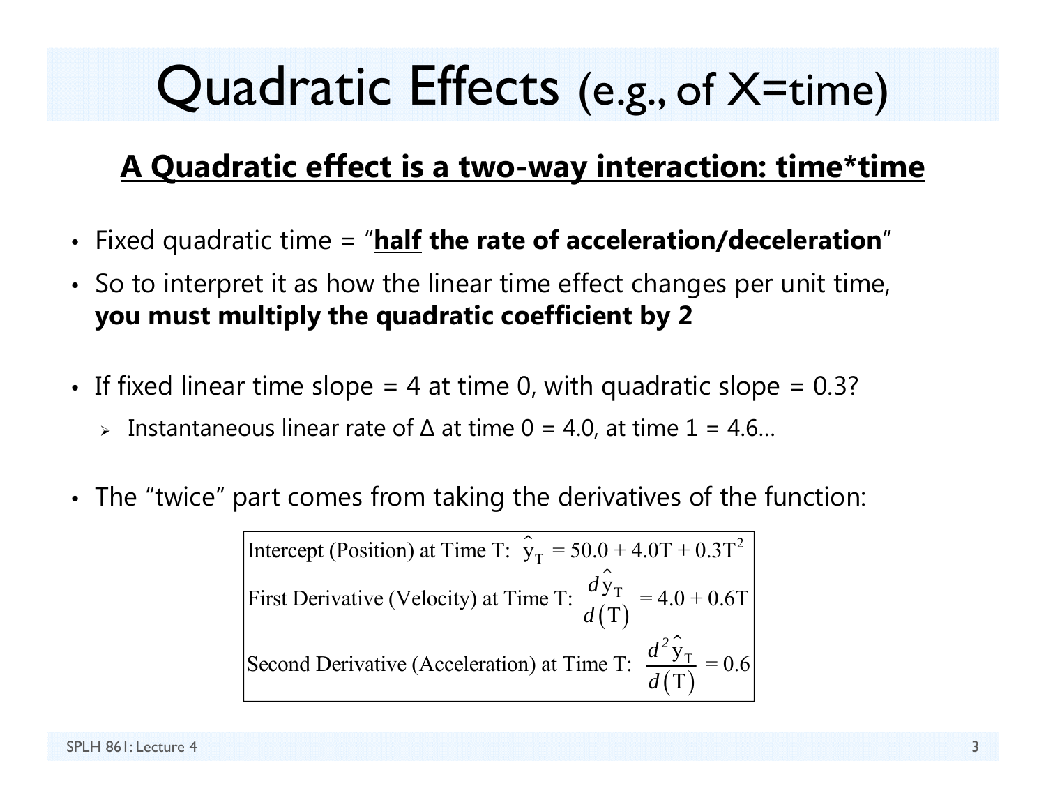# Quadratic Effects (e.g., of X=time)

## A Quadratic effect is a two-way interaction: time*time

- Fixed quadratic time = "**half the rate of acceleration/deceleration**"
- So to interpret it as how the linear time effect changes per unit time, **you must multiply the quadratic coefficient by 2**
- If fixed linear time slope = 4 at time 0, with quadratic slope = 0.3?
  - Instantaneous linear rate of Δ at time 0 = 4.0, at time 1 = 4.6…
- The "twice" part comes from taking the derivatives of the function:

$$\text{Intercept (Position) at Time T: } \hat{y}_T = 50.0 + 4.0T + 0.3T^2$$

$$\text{First Derivative (Velocity) at Time T: } \frac{d\hat{y}_T}{d(T)} = 4.0 + 0.6T$$

$$\text{Second Derivative (Acceleration) at Time T: } \frac{d^2\hat{y}_T}{d(T)} = 0.6$$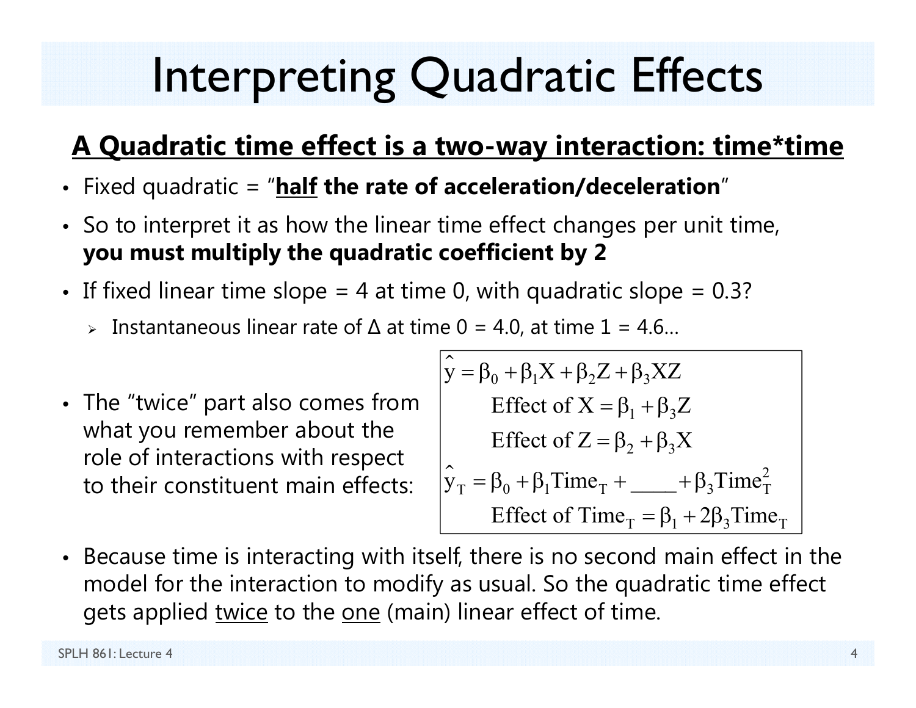# Interpreting Quadratic Effects

## A Quadratic time effect is a two-way interaction: time*time

- Fixed quadratic = "**half the rate of acceleration/deceleration**"
- So to interpret it as how the linear time effect changes per unit time, **you must multiply the quadratic coefficient by 2**
- If fixed linear time slope = 4 at time 0, with quadratic slope = 0.3?
  - Instantaneous linear rate of Δ at time 0 = 4.0, at time 1 = 4.6…
- The "twice" part also comes from what you remember about the role of interactions with respect to their constituent main effects:

$$\hat{y} = \beta_0 + \beta_1 X + \beta_2 Z + \beta_3 XZ$$

$$\text{Effect of } X = \beta_1 + \beta_3 Z$$

$$\text{Effect of } Z = \beta_2 + \beta_3 X$$

$$\hat{y}_T = \beta_0 + \beta_1 \text{Time}_T + \_\_\_\_ + \beta_3 \text{Time}_T^2$$

$$\text{Effect of Time}_T = \beta_1 + 2\beta_3 \text{Time}_T$$

- Because time is interacting with itself, there is no second main effect in the model for the interaction to modify as usual. So the quadratic time effect gets applied twice to the one (main) linear effect of time.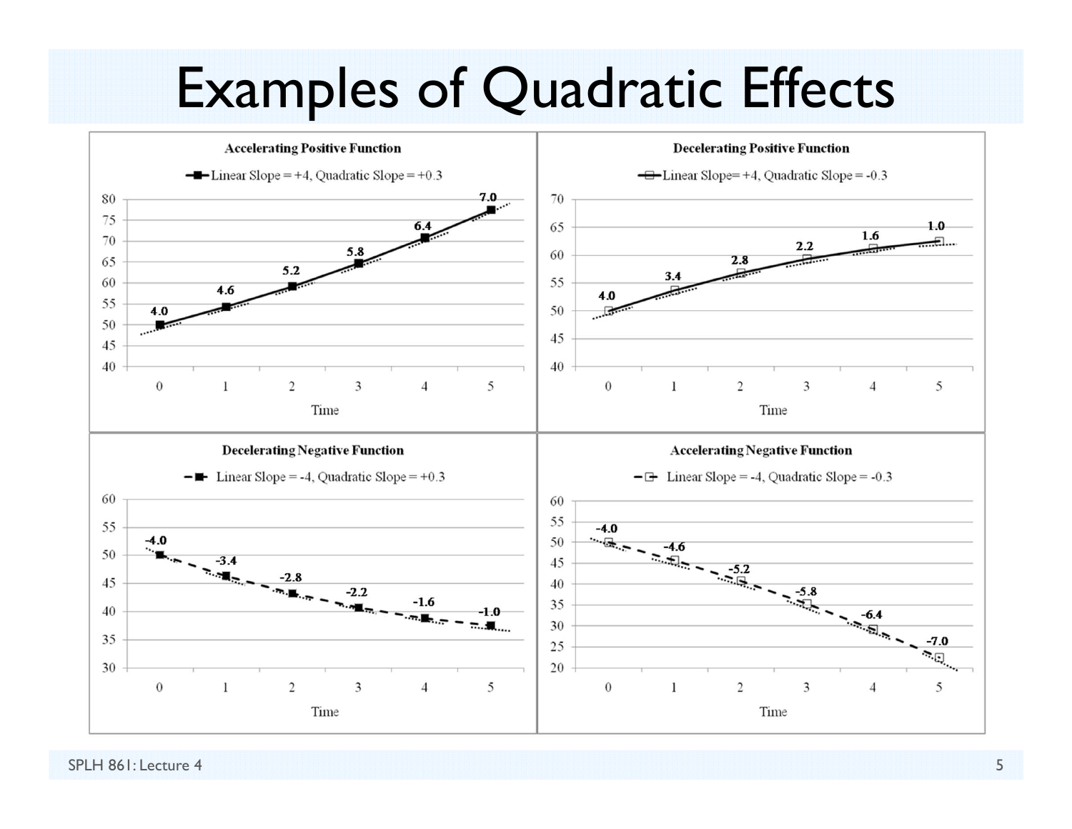# Examples of Quadratic Effects

**Accelerating Positive Function**

Linear Slope = +4, Quadratic Slope = +0.3

| Time | 0 | 1 | 2 | 3 | 4 | 5 |
|---|---|---|---|---|---|---|
| Label | 4.0 | 4.6 | 5.2 | 5.8 | 6.4 | 7.0 |

**Decelerating Positive Function**

Linear Slope= +4, Quadratic Slope = -0.3

| Time | 0 | 1 | 2 | 3 | 4 | 5 |
|---|---|---|---|---|---|---|
| Label | 4.0 | 3.4 | 2.8 | 2.2 | 1.6 | 1.0 |

**Decelerating Negative Function**

Linear Slope = -4, Quadratic Slope = +0.3

| Time | 0 | 1 | 2 | 3 | 4 | 5 |
|---|---|---|---|---|---|---|
| Label | -4.0 | -3.4 | -2.8 | -2.2 | -1.6 | -1.0 |

**Accelerating Negative Function**

Linear Slope = -4, Quadratic Slope = -0.3

| Time | 0 | 1 | 2 | 3 | 4 | 5 |
|---|---|---|---|---|---|---|
| Label | -4.0 | -4.6 | -5.2 | -5.8 | -6.4 | -7.0 |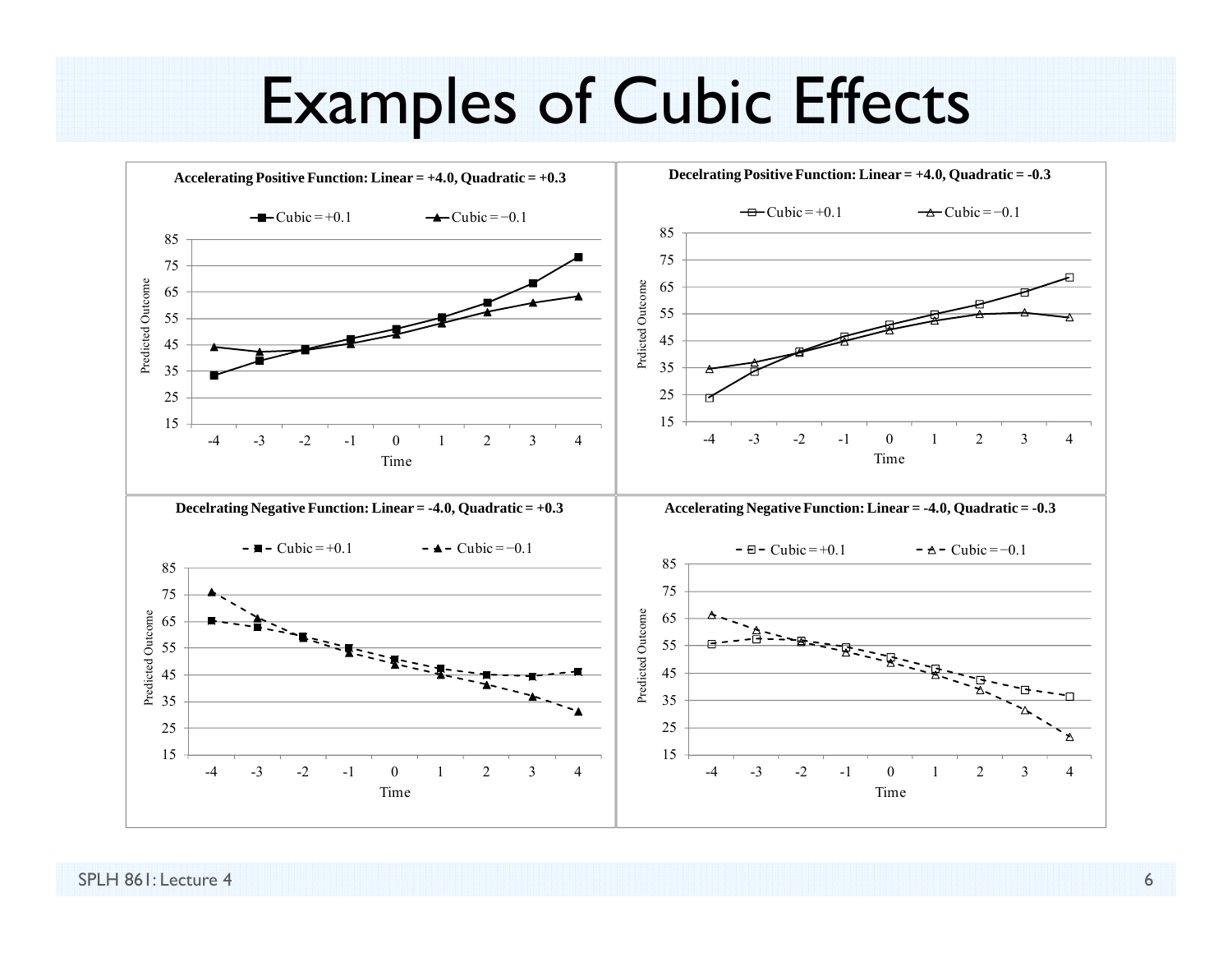# Examples of Cubic Effects

**Accelerating Positive Function: Linear = +4.0, Quadratic = +0.3**

Cubic = +0.1; Cubic = −0.1

Predicted Outcome; Time

**Decelrating Positive Function: Linear = +4.0, Quadratic = -0.3**

Cubic = +0.1; Cubic = −0.1

Prdicted Outcome; Time

**Decelrating Negative Function: Linear = -4.0, Quadratic = +0.3**

Cubic = +0.1; Cubic = −0.1

Predicted Outcome; Time

**Accelerating Negative Function: Linear = -4.0, Quadratic = -0.3**

Cubic = +0.1; Cubic = −0.1

Predicted Outcome; Time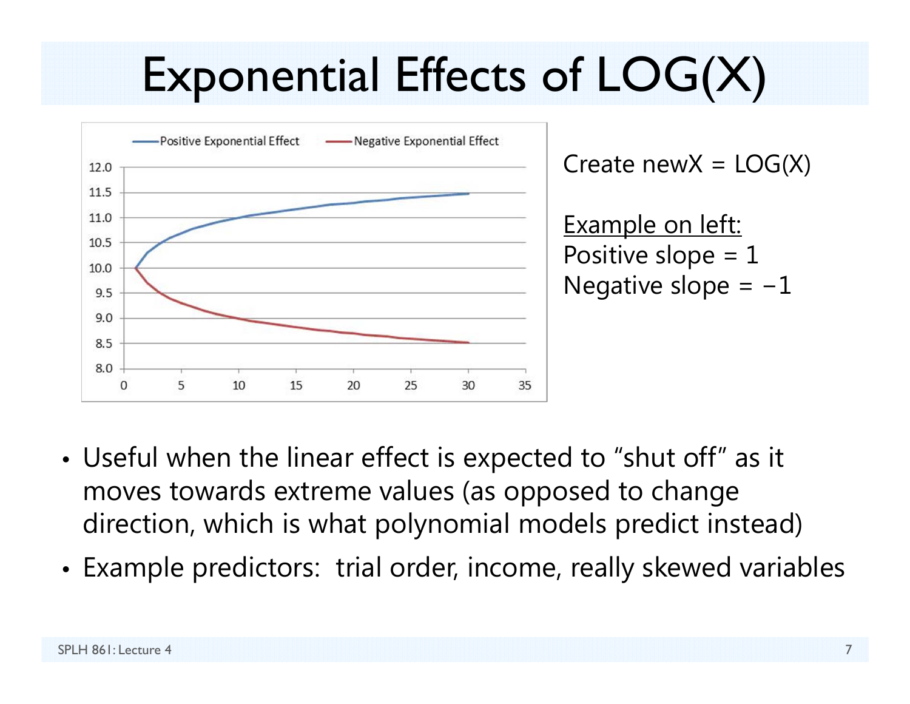# Exponential Effects of LOG(X)

Create newX = LOG(X)

<u>Example on left:</u>
Positive slope = 1
Negative slope = −1

- Useful when the linear effect is expected to "shut off" as it moves towards extreme values (as opposed to change direction, which is what polynomial models predict instead)
- Example predictors: trial order, income, really skewed variables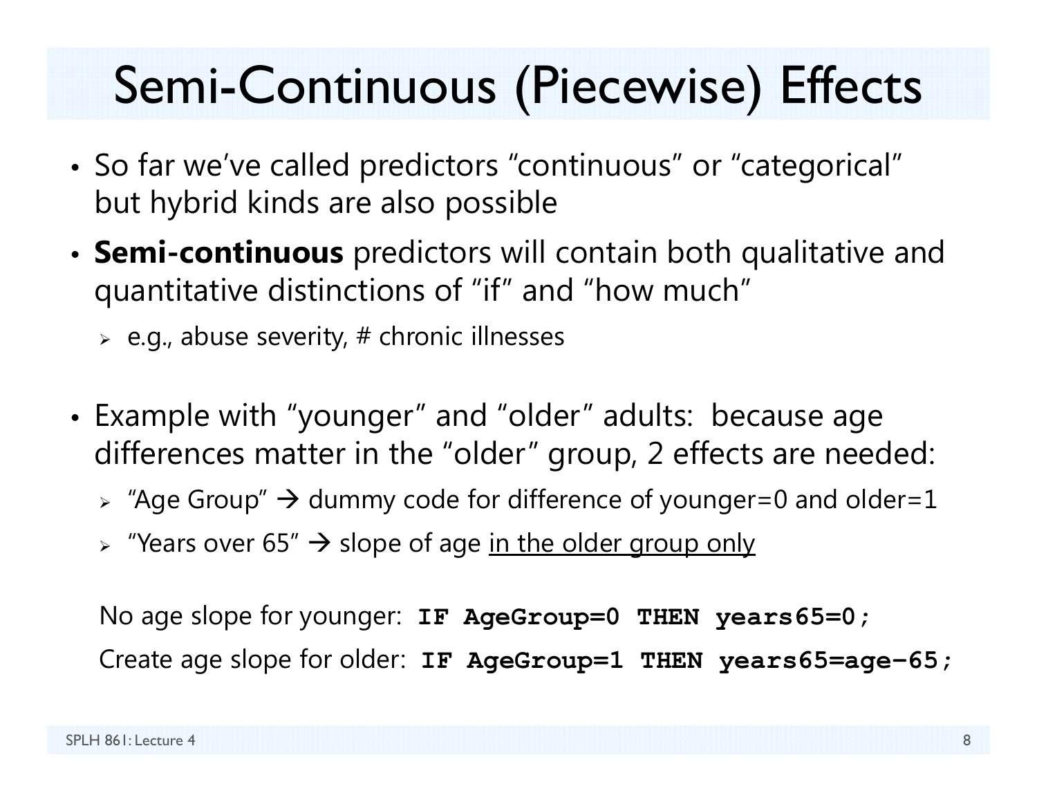# Semi-Continuous (Piecewise) Effects

- So far we've called predictors "continuous" or "categorical" but hybrid kinds are also possible
- **Semi-continuous** predictors will contain both qualitative and quantitative distinctions of "if" and "how much"
  - e.g., abuse severity, # chronic illnesses
- Example with "younger" and "older" adults: because age differences matter in the "older" group, 2 effects are needed:
  - "Age Group" → dummy code for difference of younger=0 and older=1
  - "Years over 65" → slope of age <u>in the older group only</u>

No age slope for younger: **`IF AgeGroup=0 THEN years65=0;`**

Create age slope for older: **`IF AgeGroup=1 THEN years65=age−65;`**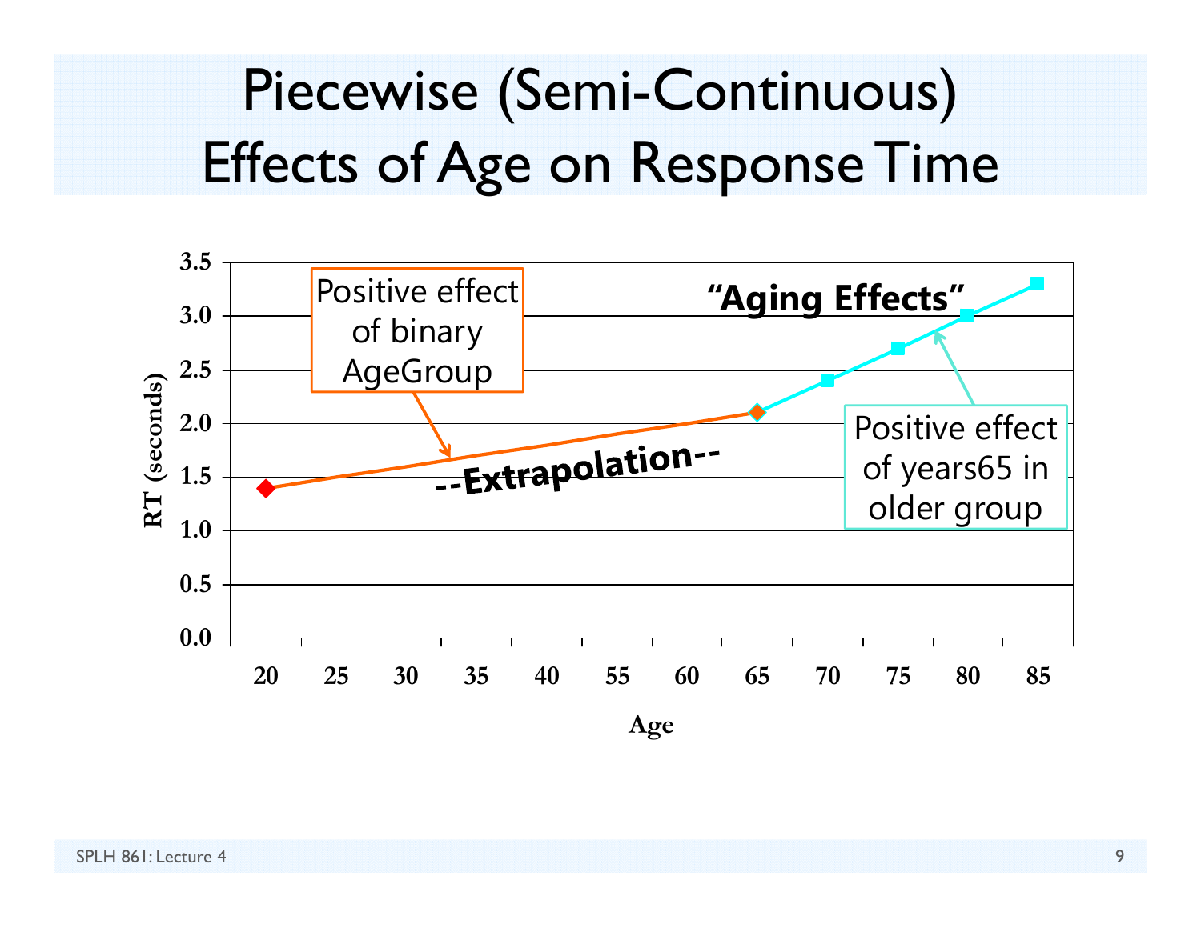# Piecewise (Semi-Continuous) Effects of Age on Response Time

Positive effect of binary AgeGroup

"Aging Effects"

--Extrapolation--

Positive effect of years65 in older group

RT (seconds)

Age

| Age | 20 | 25 | 30 | 35 | 40 | 55 | 60 | 65 | 70 | 75 | 80 | 85 |
|---|---|---|---|---|---|---|---|---|---|---|---|---|
| RT (seconds) | 1.4 | | | | | | | 2.1 | 2.4 | 2.7 | 3.0 | 3.3 |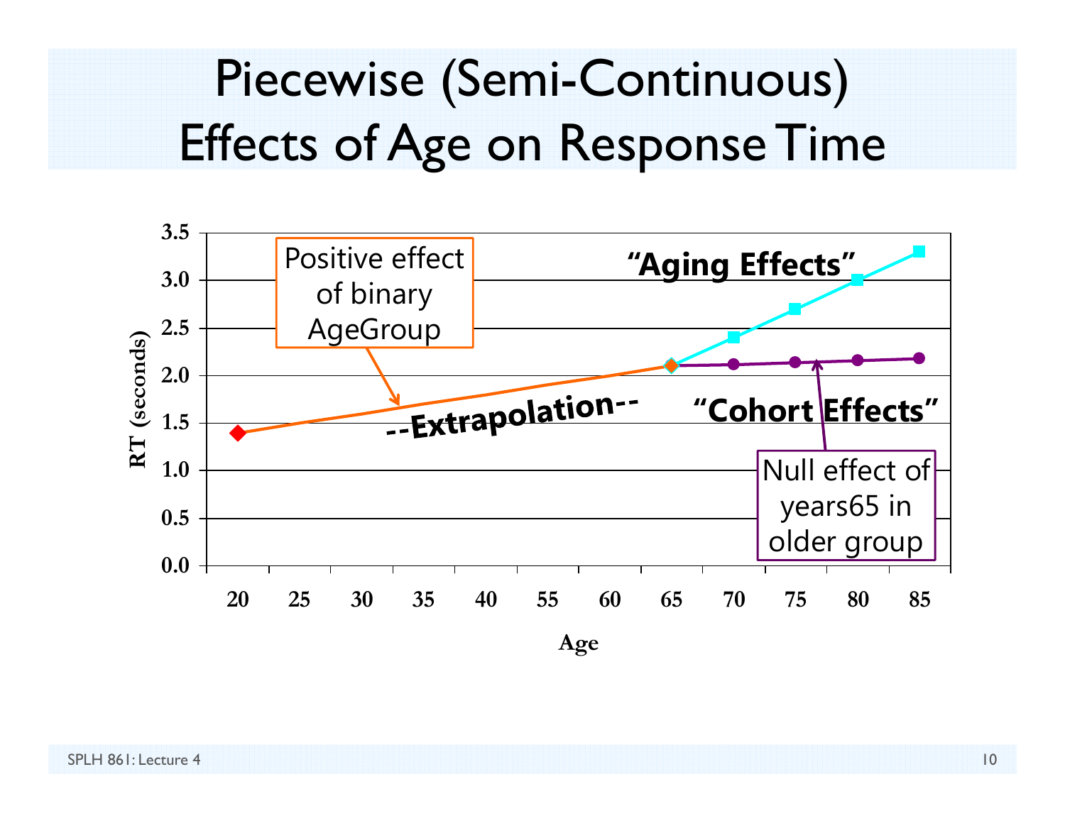# Piecewise (Semi-Continuous) Effects of Age on Response Time

RT (seconds)

3.5
3.0
2.5
2.0
1.5
1.0
0.5
0.0

20 25 30 35 40 55 60 65 70 75 80 85

Age

Positive effect of binary AgeGroup

"Aging Effects"

--Extrapolation--

"Cohort Effects"

Null effect of years65 in older group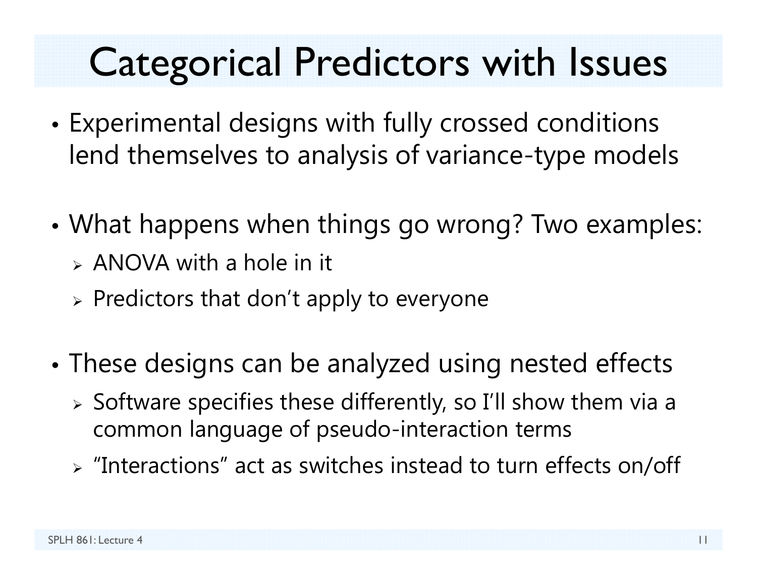# Categorical Predictors with Issues

- Experimental designs with fully crossed conditions lend themselves to analysis of variance-type models
- What happens when things go wrong? Two examples:
  - ANOVA with a hole in it
  - Predictors that don't apply to everyone
- These designs can be analyzed using nested effects
  - Software specifies these differently, so I'll show them via a common language of pseudo-interaction terms
  - "Interactions" act as switches instead to turn effects on/off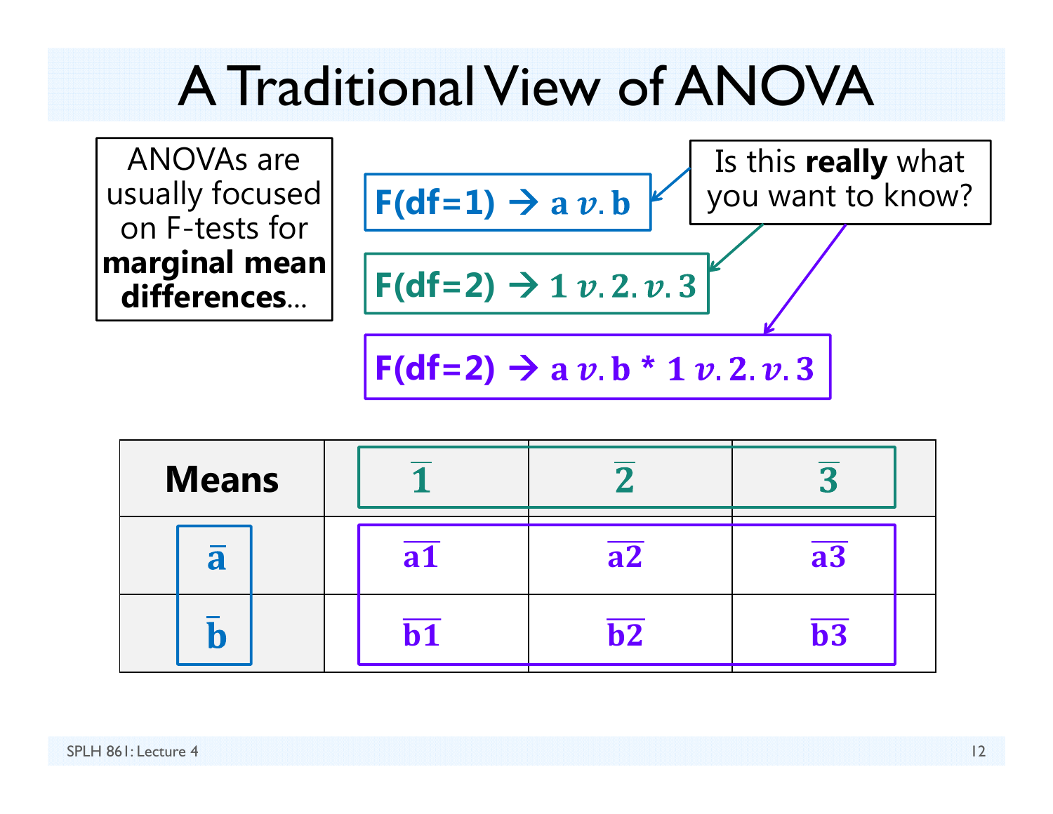# A Traditional View of ANOVA

ANOVAs are usually focused on F-tests for **marginal mean differences**...

**F(df=1) → a $v$. b**

**F(df=2) → 1 $v$. 2. $v$. 3**

**F(df=2) → a $v$. b * 1 $v$. 2. $v$. 3**

Is this **really** what you want to know?

| Means | $\overline{1}$ | $\overline{2}$ | $\overline{3}$ |
|---|---|---|---|
| $\overline{a}$ | $\overline{a1}$ | $\overline{a2}$ | $\overline{a3}$ |
| $\overline{b}$ | $\overline{b1}$ | $\overline{b2}$ | $\overline{b3}$ |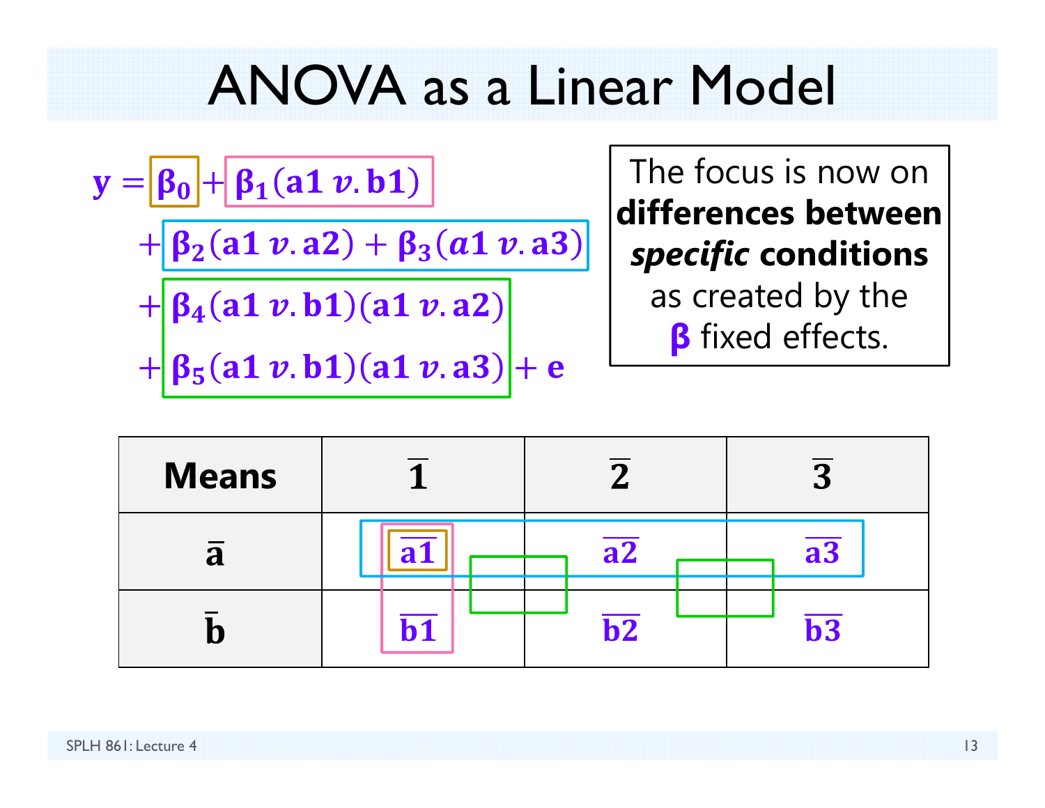# ANOVA as a Linear Model

$$
\begin{aligned}
\mathbf{y} = & \ \boldsymbol{\beta_0} + \boldsymbol{\beta_1}(\mathbf{a1}\ v.\ \mathbf{b1}) \\
& + \boldsymbol{\beta_2}(\mathbf{a1}\ v.\ \mathbf{a2}) + \boldsymbol{\beta_3}(a1\ v.\ \mathbf{a3}) \\
& + \boldsymbol{\beta_4}(\mathbf{a1}\ v.\ \mathbf{b1})(\mathbf{a1}\ v.\ \mathbf{a2}) \\
& + \boldsymbol{\beta_5}(\mathbf{a1}\ v.\ \mathbf{b1})(\mathbf{a1}\ v.\ \mathbf{a3}) + \mathbf{e}
\end{aligned}
$$

The focus is now on **differences between *specific* conditions** as created by the $\boldsymbol{\beta}$ fixed effects.

| **Means** | $\overline{\mathbf{1}}$ | $\overline{\mathbf{2}}$ | $\overline{\mathbf{3}}$ |
| --- | --- | --- | --- |
| $\overline{\mathbf{a}}$ | $\overline{\mathbf{a1}}$ | $\overline{\mathbf{a2}}$ | $\overline{\mathbf{a3}}$ |
| $\overline{\mathbf{b}}$ | $\overline{\mathbf{b1}}$ | $\overline{\mathbf{b2}}$ | $\overline{\mathbf{b3}}$ |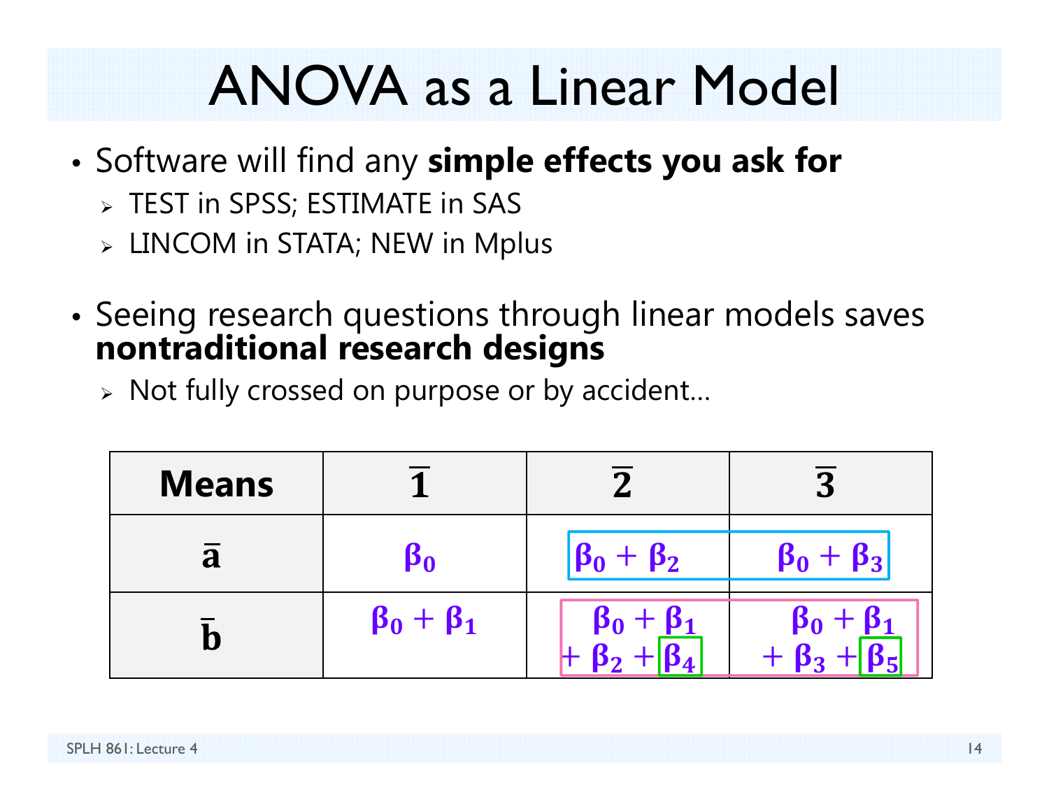# ANOVA as a Linear Model

- Software will find any **simple effects you ask for**
  - TEST in SPSS; ESTIMATE in SAS
  - LINCOM in STATA; NEW in Mplus
- Seeing research questions through linear models saves **nontraditional research designs**
  - Not fully crossed on purpose or by accident…

| **Means** | $\bar{1}$ | $\bar{2}$ | $\bar{3}$ |
|---|---|---|---|
| $\bar{a}$ | $\beta_0$ | $\beta_0 + \beta_2$ | $\beta_0 + \beta_3$ |
| $\bar{b}$ | $\beta_0 + \beta_1$ | $\beta_0 + \beta_1 + \beta_2 + \beta_4$ | $\beta_0 + \beta_1 + \beta_3 + \beta_5$ |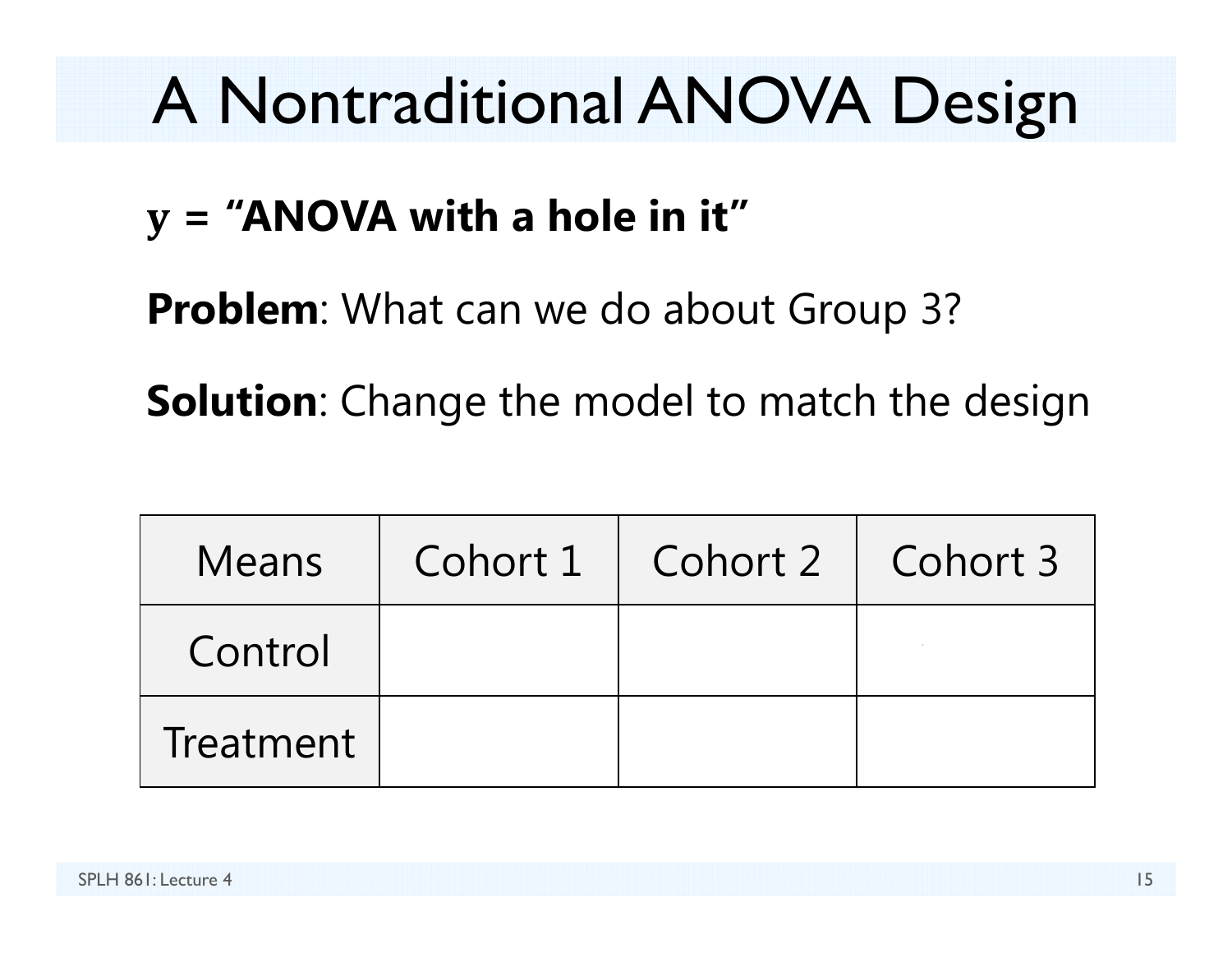# A Nontraditional ANOVA Design

**y = "ANOVA with a hole in it"**

**Problem**: What can we do about Group 3?

**Solution**: Change the model to match the design

| Means | Cohort 1 | Cohort 2 | Cohort 3 |
|---|---|---|---|
| Control | | | |
| Treatment | | | |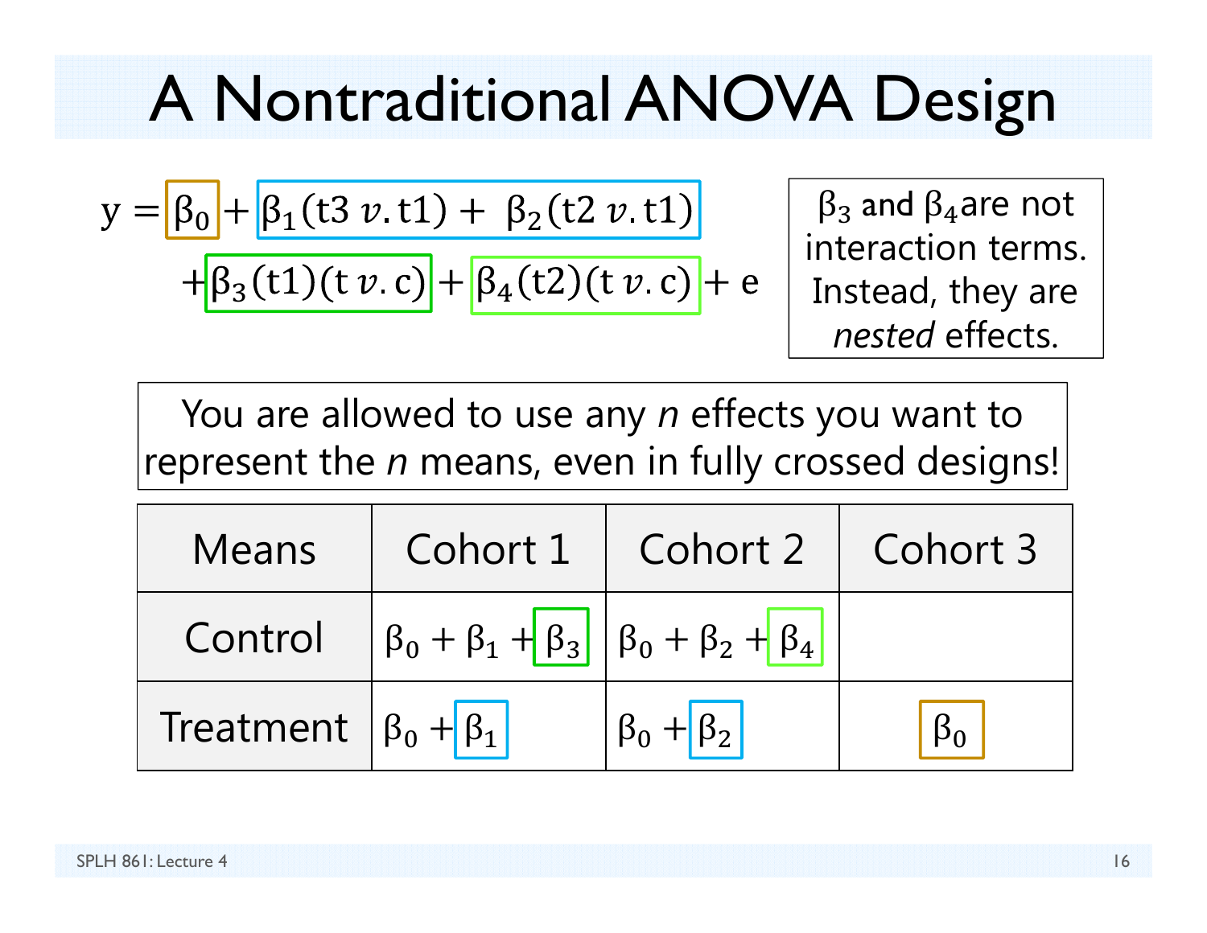# A Nontraditional ANOVA Design

$$y = \beta_0 + \beta_1(\text{t3 } v.\text{ t1}) + \beta_2(\text{t2 } v.\text{ t1}) + \beta_3(\text{t1})(\text{t } v.\text{ c}) + \beta_4(\text{t2})(\text{t } v.\text{ c}) + e$$

$\beta_3$ and $\beta_4$ are not interaction terms. Instead, they are *nested* effects.

You are allowed to use any *n* effects you want to represent the *n* means, even in fully crossed designs!

| Means | Cohort 1 | Cohort 2 | Cohort 3 |
|---|---|---|---|
| Control | $\beta_0 + \beta_1 + \beta_3$ | $\beta_0 + \beta_2 + \beta_4$ | |
| Treatment | $\beta_0 + \beta_1$ | $\beta_0 + \beta_2$ | $\beta_0$ |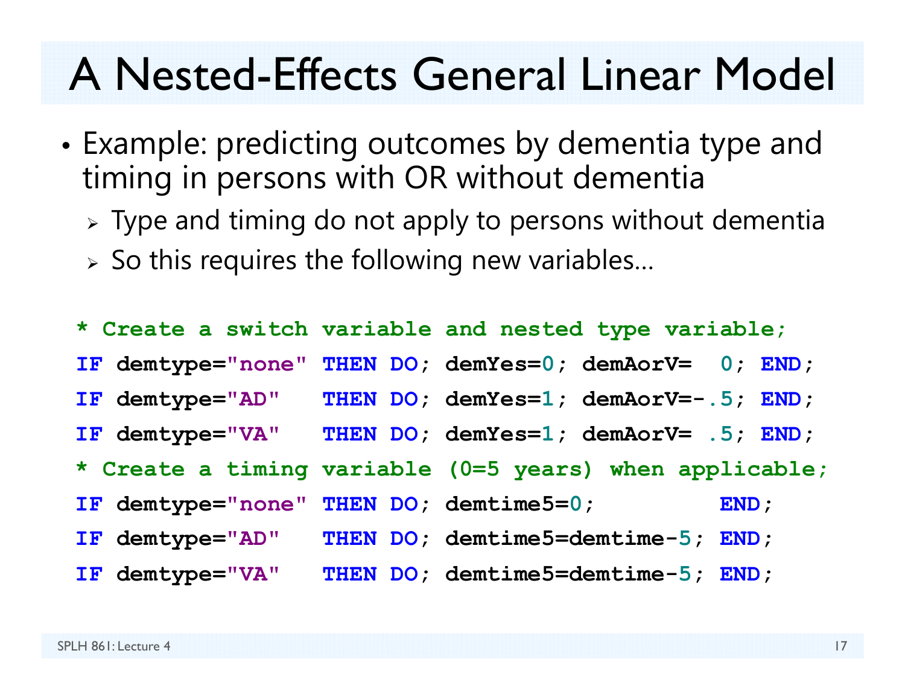# A Nested-Effects General Linear Model

- Example: predicting outcomes by dementia type and timing in persons with OR without dementia
  - Type and timing do not apply to persons without dementia
  - So this requires the following new variables…

```
* Create a switch variable and nested type variable;
IF demtype="none" THEN DO; demYes=0; demAorV=  0; END;
IF demtype="AD"   THEN DO; demYes=1; demAorV=-.5; END;
IF demtype="VA"   THEN DO; demYes=1; demAorV= .5; END;
* Create a timing variable (0=5 years) when applicable;
IF demtype="none" THEN DO; demtime5=0;         END;
IF demtype="AD"   THEN DO; demtime5=demtime-5; END;
IF demtype="VA"   THEN DO; demtime5=demtime-5; END;
```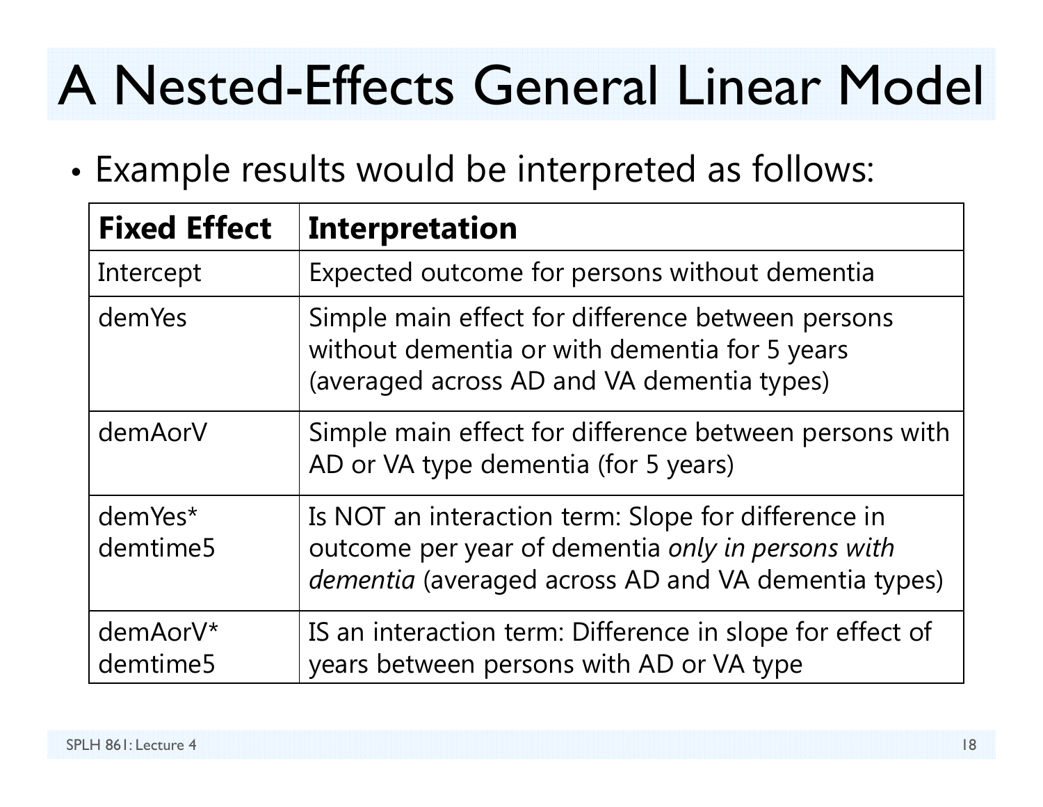# A Nested-Effects General Linear Model

- Example results would be interpreted as follows:

| Fixed Effect | Interpretation |
|---|---|
| Intercept | Expected outcome for persons without dementia |
| demYes | Simple main effect for difference between persons without dementia or with dementia for 5 years (averaged across AD and VA dementia types) |
| demAorV | Simple main effect for difference between persons with AD or VA type dementia (for 5 years) |
| demYes* demtime5 | Is NOT an interaction term: Slope for difference in outcome per year of dementia *only in persons with dementia* (averaged across AD and VA dementia types) |
| demAorV* demtime5 | IS an interaction term: Difference in slope for effect of years between persons with AD or VA type |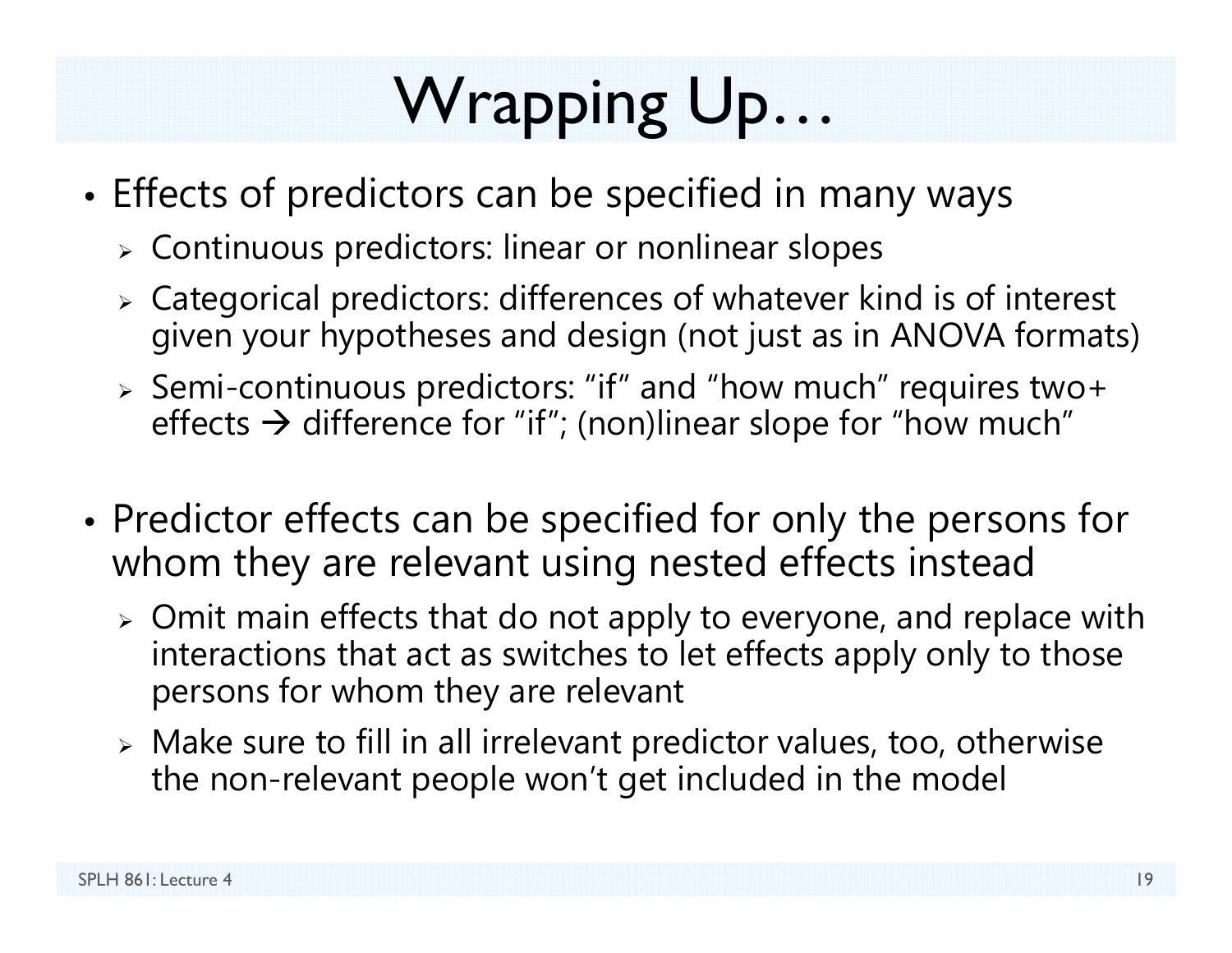# Wrapping Up…

- Effects of predictors can be specified in many ways
  - Continuous predictors: linear or nonlinear slopes
  - Categorical predictors: differences of whatever kind is of interest given your hypotheses and design (not just as in ANOVA formats)
  - Semi-continuous predictors: "if" and "how much" requires two+ effects → difference for "if"; (non)linear slope for "how much"

- Predictor effects can be specified for only the persons for whom they are relevant using nested effects instead
  - Omit main effects that do not apply to everyone, and replace with interactions that act as switches to let effects apply only to those persons for whom they are relevant
  - Make sure to fill in all irrelevant predictor values, too, otherwise the non-relevant people won't get included in the model